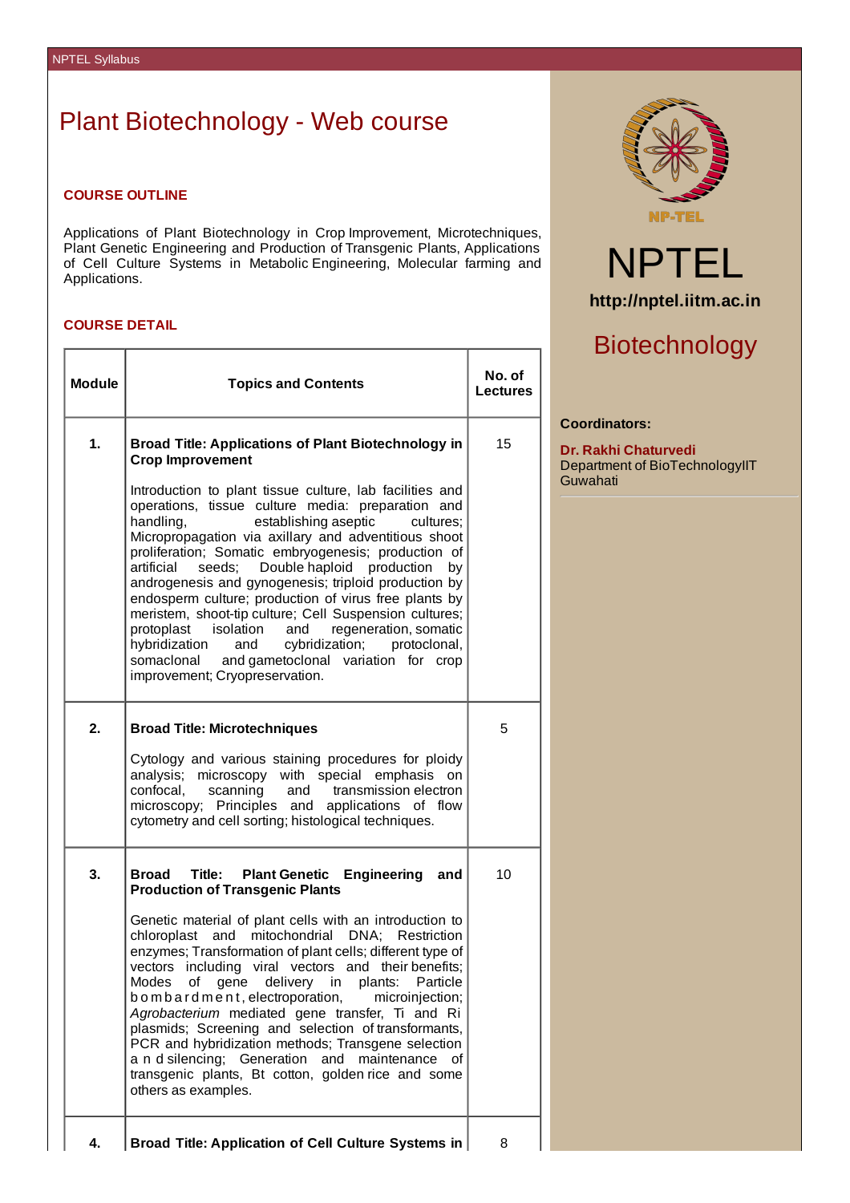# Plant Biotechnology - Web course

## COURSE OUTLINE

Applications of Plant Biotechnology in Crop Improvement, Microtechniques, Plant Genetic Engineering and Production of Transgenic Plants, Applications of Cell Culture Systems in Metabolic Engineering, Molecular farming and Applications.

## COURSE DETAIL

| Module | Topics and Contents | No. of Lectures |
|---|---|---|
| 1. | **Broad Title: Applications of Plant Biotechnology in Crop Improvement**<br><br>Introduction to plant tissue culture, lab facilities and operations, tissue culture media: preparation and handling, establishing aseptic cultures; Micropropagation via axillary and adventitious shoot proliferation; Somatic embryogenesis; production of artificial seeds; Double haploid production by androgenesis and gynogenesis; triploid production by endosperm culture; production of virus free plants by meristem, shoot-tip culture; Cell Suspension cultures; protoplast isolation and regeneration, somatic hybridization and cybridization; protoclonal, somaclonal and gametoclonal variation for crop improvement; Cryopreservation. | 15 |
| 2. | **Broad Title: Microtechniques**<br><br>Cytology and various staining procedures for ploidy analysis; microscopy with special emphasis on confocal, scanning and transmission electron microscopy; Principles and applications of flow cytometry and cell sorting; histological techniques. | 5 |
| 3. | **Broad Title: Plant Genetic Engineering and Production of Transgenic Plants**<br><br>Genetic material of plant cells with an introduction to chloroplast and mitochondrial DNA; Restriction enzymes; Transformation of plant cells; different type of vectors including viral vectors and their benefits; Modes of gene delivery in plants: Particle bombardment, electroporation, microinjection; *Agrobacterium* mediated gene transfer, Ti and Ri plasmids; Screening and selection of transformants, PCR and hybridization methods; Transgene selection and silencing; Generation and maintenance of transgenic plants, Bt cotton, golden rice and some others as examples. | 10 |
| 4. | **Broad Title: Application of Cell Culture Systems in** | 8 |

NPTEL

http://nptel.iitm.ac.in

Biotechnology

**Coordinators:**

**Dr. Rakhi Chaturvedi**
Department of BioTechnologyIIT Guwahati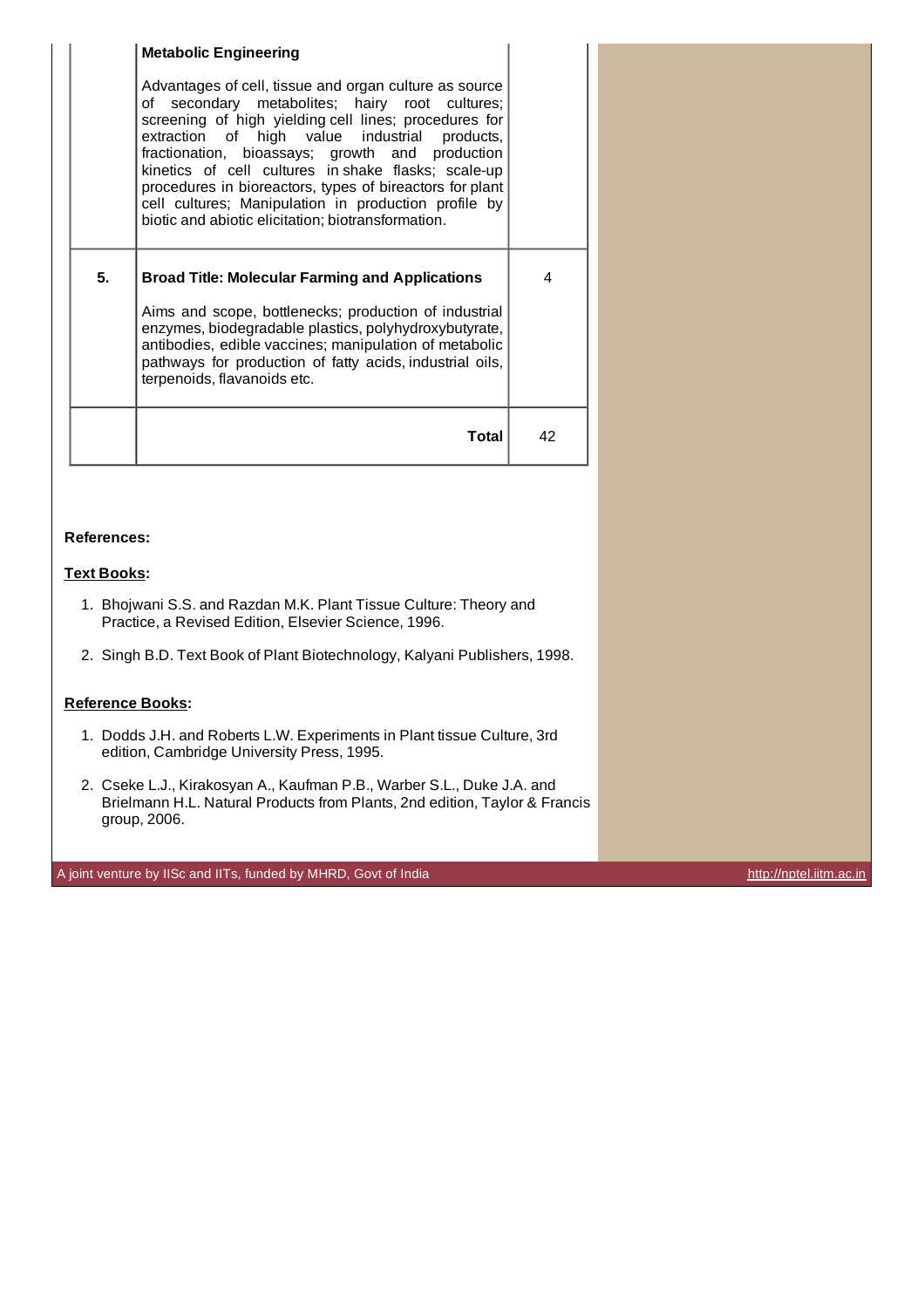| | | |
|---|---|---|
| | **Metabolic Engineering**<br><br>Advantages of cell, tissue and organ culture as source of secondary metabolites; hairy root cultures; screening of high yielding cell lines; procedures for extraction of high value industrial products, fractionation, bioassays; growth and production kinetics of cell cultures in shake flasks; scale-up procedures in bioreactors, types of bireactors for plant cell cultures; Manipulation in production profile by biotic and abiotic elicitation; biotransformation. | |
| **5.** | **Broad Title: Molecular Farming and Applications**<br><br>Aims and scope, bottlenecks; production of industrial enzymes, biodegradable plastics, polyhydroxybutyrate, antibodies, edible vaccines; manipulation of metabolic pathways for production of fatty acids, industrial oils, terpenoids, flavanoids etc. | 4 |
| | **Total** | 42 |

**References:**

**Text Books:**

1. Bhojwani S.S. and Razdan M.K. Plant Tissue Culture: Theory and Practice, a Revised Edition, Elsevier Science, 1996.
2. Singh B.D. Text Book of Plant Biotechnology, Kalyani Publishers, 1998.

**Reference Books:**

1. Dodds J.H. and Roberts L.W. Experiments in Plant tissue Culture, 3rd edition, Cambridge University Press, 1995.
2. Cseke L.J., Kirakosyan A., Kaufman P.B., Warber S.L., Duke J.A. and Brielmann H.L. Natural Products from Plants, 2nd edition, Taylor & Francis group, 2006.